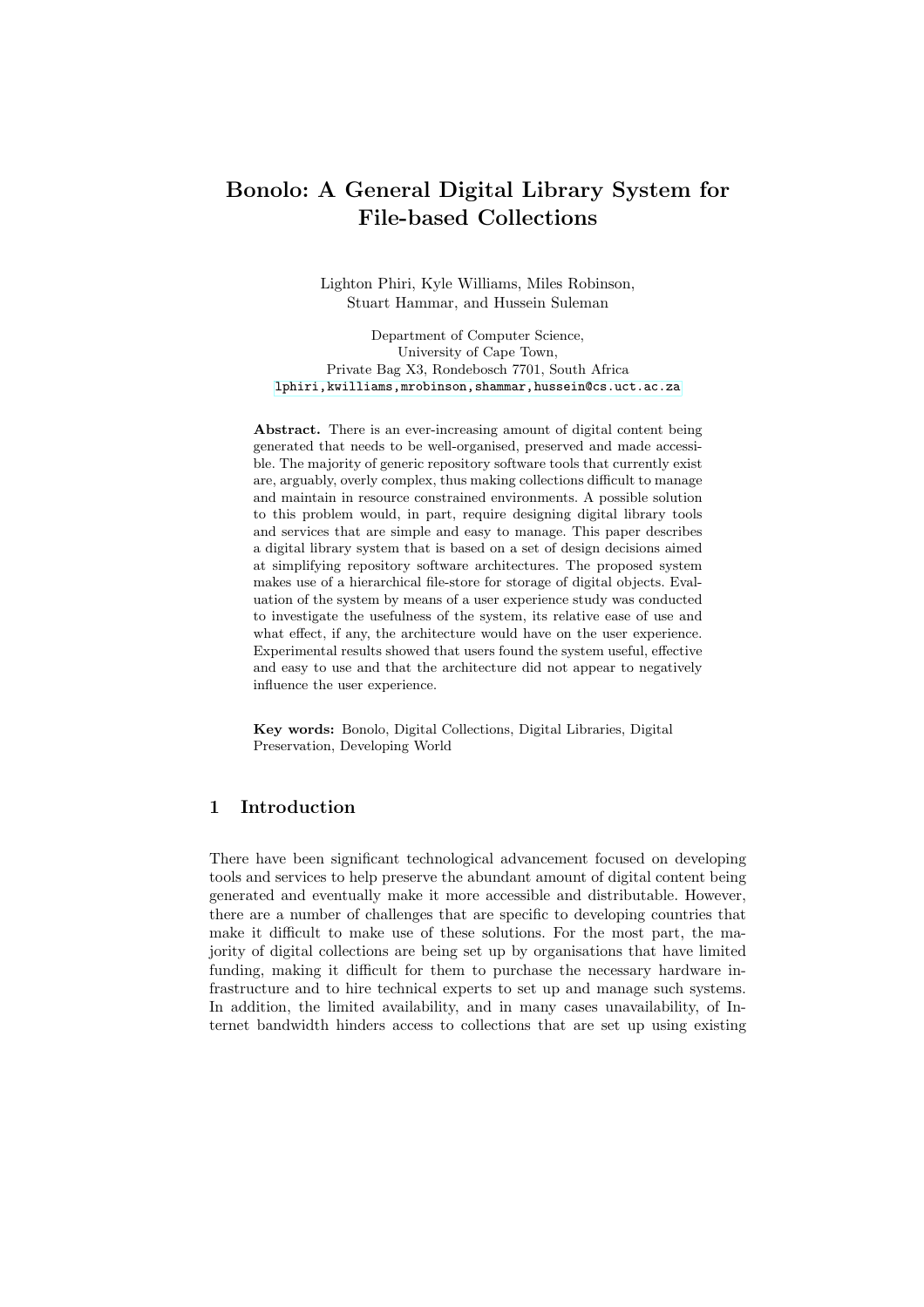# Bonolo: A General Digital Library System for File-based Collections

Lighton Phiri, Kyle Williams, Miles Robinson, Stuart Hammar, and Hussein Suleman

Department of Computer Science,
University of Cape Town,
Private Bag X3, Rondebosch 7701, South Africa
lphiri,kwilliams,mrobinson,shammar,hussein@cs.uct.ac.za

**Abstract.** There is an ever-increasing amount of digital content being generated that needs to be well-organised, preserved and made accessible. The majority of generic repository software tools that currently exist are, arguably, overly complex, thus making collections difficult to manage and maintain in resource constrained environments. A possible solution to this problem would, in part, require designing digital library tools and services that are simple and easy to manage. This paper describes a digital library system that is based on a set of design decisions aimed at simplifying repository software architectures. The proposed system makes use of a hierarchical file-store for storage of digital objects. Evaluation of the system by means of a user experience study was conducted to investigate the usefulness of the system, its relative ease of use and what effect, if any, the architecture would have on the user experience. Experimental results showed that users found the system useful, effective and easy to use and that the architecture did not appear to negatively influence the user experience.

**Key words:** Bonolo, Digital Collections, Digital Libraries, Digital Preservation, Developing World

## 1 Introduction

There have been significant technological advancement focused on developing tools and services to help preserve the abundant amount of digital content being generated and eventually make it more accessible and distributable. However, there are a number of challenges that are specific to developing countries that make it difficult to make use of these solutions. For the most part, the majority of digital collections are being set up by organisations that have limited funding, making it difficult for them to purchase the necessary hardware infrastructure and to hire technical experts to set up and manage such systems. In addition, the limited availability, and in many cases unavailability, of Internet bandwidth hinders access to collections that are set up using existing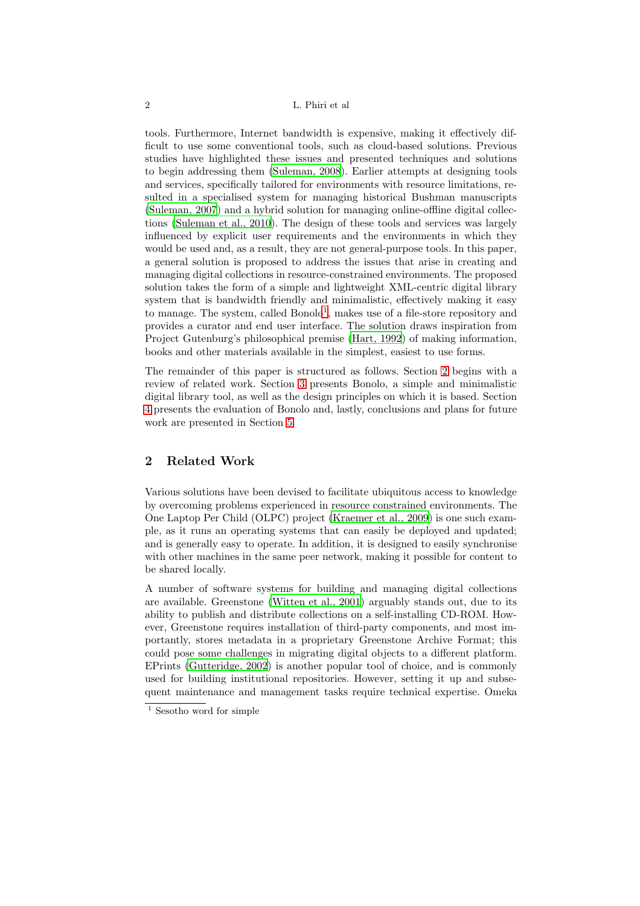tools. Furthermore, Internet bandwidth is expensive, making it effectively difficult to use some conventional tools, such as cloud-based solutions. Previous studies have highlighted these issues and presented techniques and solutions to begin addressing them (Suleman, 2008). Earlier attempts at designing tools and services, specifically tailored for environments with resource limitations, resulted in a specialised system for managing historical Bushman manuscripts (Suleman, 2007) and a hybrid solution for managing online-offline digital collections (Suleman et al., 2010). The design of these tools and services was largely influenced by explicit user requirements and the environments in which they would be used and, as a result, they are not general-purpose tools. In this paper, a general solution is proposed to address the issues that arise in creating and managing digital collections in resource-constrained environments. The proposed solution takes the form of a simple and lightweight XML-centric digital library system that is bandwidth friendly and minimalistic, effectively making it easy to manage. The system, called Bonolo[1], makes use of a file-store repository and provides a curator and end user interface. The solution draws inspiration from Project Gutenberg's philosophical premise (Hart, 1992) of making information, books and other materials available in the simplest, easiest to use forms.

The remainder of this paper is structured as follows. Section 2 begins with a review of related work. Section 3 presents Bonolo, a simple and minimalistic digital library tool, as well as the design principles on which it is based. Section 4 presents the evaluation of Bonolo and, lastly, conclusions and plans for future work are presented in Section 5.

## 2 Related Work

Various solutions have been devised to facilitate ubiquitous access to knowledge by overcoming problems experienced in resource constrained environments. The One Laptop Per Child (OLPC) project (Kraemer et al., 2009) is one such example, as it runs an operating systems that can easily be deployed and updated; and is generally easy to operate. In addition, it is designed to easily synchronise with other machines in the same peer network, making it possible for content to be shared locally.

A number of software systems for building and managing digital collections are available. Greenstone (Witten et al., 2001) arguably stands out, due to its ability to publish and distribute collections on a self-installing CD-ROM. However, Greenstone requires installation of third-party components, and most importantly, stores metadata in a proprietary Greenstone Archive Format; this could pose some challenges in migrating digital objects to a different platform. EPrints (Gutteridge, 2002) is another popular tool of choice, and is commonly used for building institutional repositories. However, setting it up and subsequent maintenance and management tasks require technical expertise. Omeka

[1] Sesotho word for simple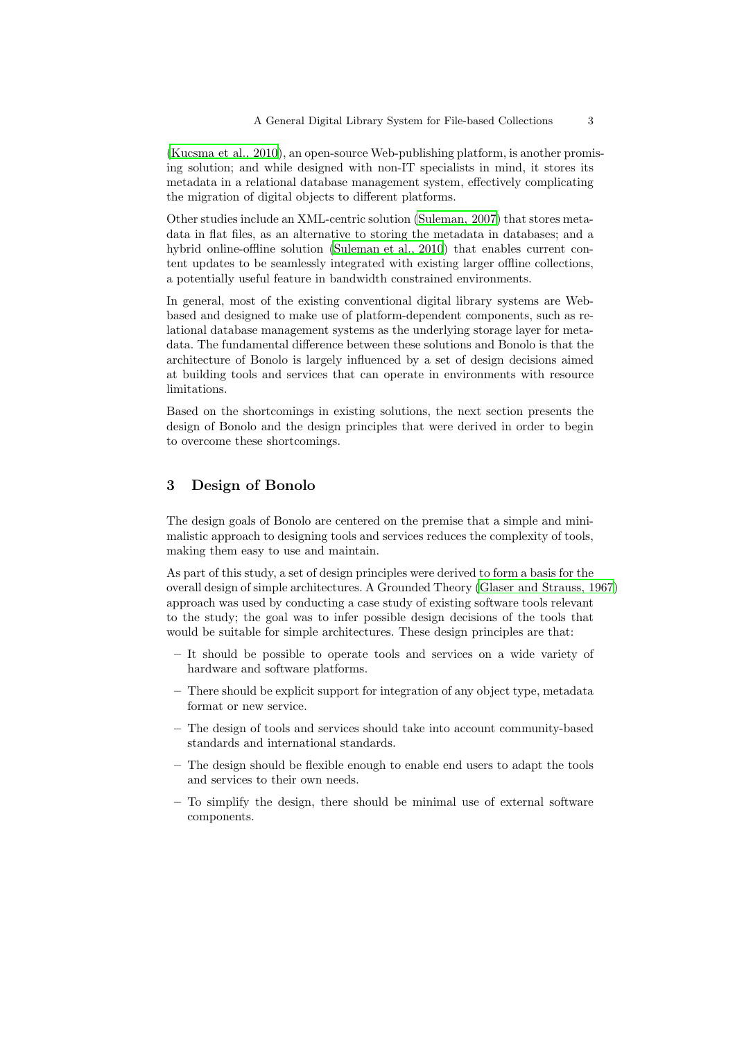(Kucsma et al., 2010), an open-source Web-publishing platform, is another promising solution; and while designed with non-IT specialists in mind, it stores its metadata in a relational database management system, effectively complicating the migration of digital objects to different platforms.

Other studies include an XML-centric solution (Suleman, 2007) that stores metadata in flat files, as an alternative to storing the metadata in databases; and a hybrid online-offline solution (Suleman et al., 2010) that enables current content updates to be seamlessly integrated with existing larger offline collections, a potentially useful feature in bandwidth constrained environments.

In general, most of the existing conventional digital library systems are Web-based and designed to make use of platform-dependent components, such as relational database management systems as the underlying storage layer for metadata. The fundamental difference between these solutions and Bonolo is that the architecture of Bonolo is largely influenced by a set of design decisions aimed at building tools and services that can operate in environments with resource limitations.

Based on the shortcomings in existing solutions, the next section presents the design of Bonolo and the design principles that were derived in order to begin to overcome these shortcomings.

## 3 Design of Bonolo

The design goals of Bonolo are centered on the premise that a simple and minimalistic approach to designing tools and services reduces the complexity of tools, making them easy to use and maintain.

As part of this study, a set of design principles were derived to form a basis for the overall design of simple architectures. A Grounded Theory (Glaser and Strauss, 1967) approach was used by conducting a case study of existing software tools relevant to the study; the goal was to infer possible design decisions of the tools that would be suitable for simple architectures. These design principles are that:

- It should be possible to operate tools and services on a wide variety of hardware and software platforms.
- There should be explicit support for integration of any object type, metadata format or new service.
- The design of tools and services should take into account community-based standards and international standards.
- The design should be flexible enough to enable end users to adapt the tools and services to their own needs.
- To simplify the design, there should be minimal use of external software components.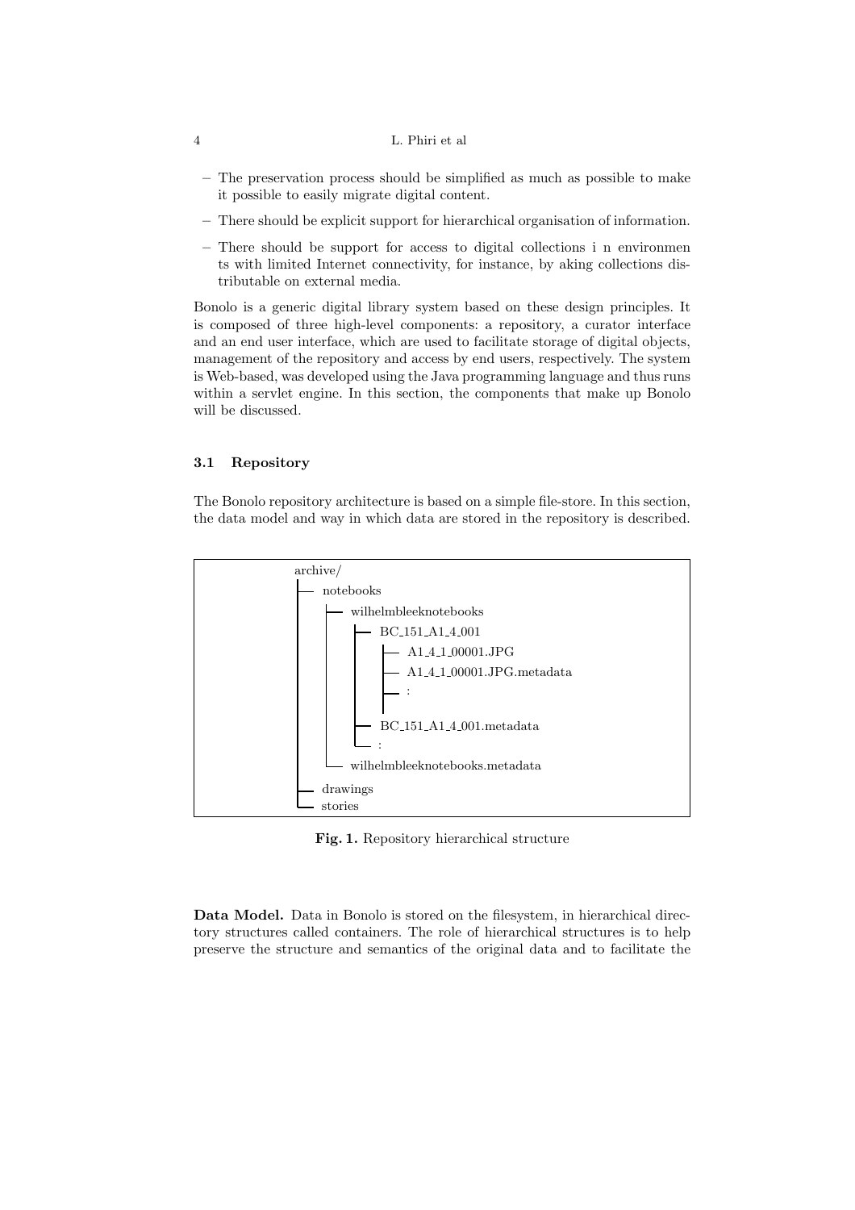– The preservation process should be simplified as much as possible to make it possible to easily migrate digital content.

– There should be explicit support for hierarchical organisation of information.

– There should be support for access to digital collections i n environmen ts with limited Internet connectivity, for instance, by aking collections distributable on external media.

Bonolo is a generic digital library system based on these design principles. It is composed of three high-level components: a repository, a curator interface and an end user interface, which are used to facilitate storage of digital objects, management of the repository and access by end users, respectively. The system is Web-based, was developed using the Java programming language and thus runs within a servlet engine. In this section, the components that make up Bonolo will be discussed.

### 3.1 Repository

The Bonolo repository architecture is based on a simple file-store. In this section, the data model and way in which data are stored in the repository is described.

```
archive/
├── notebooks
│   ├── wilhelmbleeknotebooks
│   │   ├── BC_151_A1_4_001
│   │   │   ├── A1_4_1_00001.JPG
│   │   │   ├── A1_4_1_00001.JPG.metadata
│   │   │   ├── :
│   │   │   │
│   │   ├── BC_151_A1_4_001.metadata
│   │   └── :
│   └── wilhelmbleeknotebooks.metadata
├── drawings
└── stories
```

**Fig. 1.** Repository hierarchical structure

**Data Model.** Data in Bonolo is stored on the filesystem, in hierarchical directory structures called containers. The role of hierarchical structures is to help preserve the structure and semantics of the original data and to facilitate the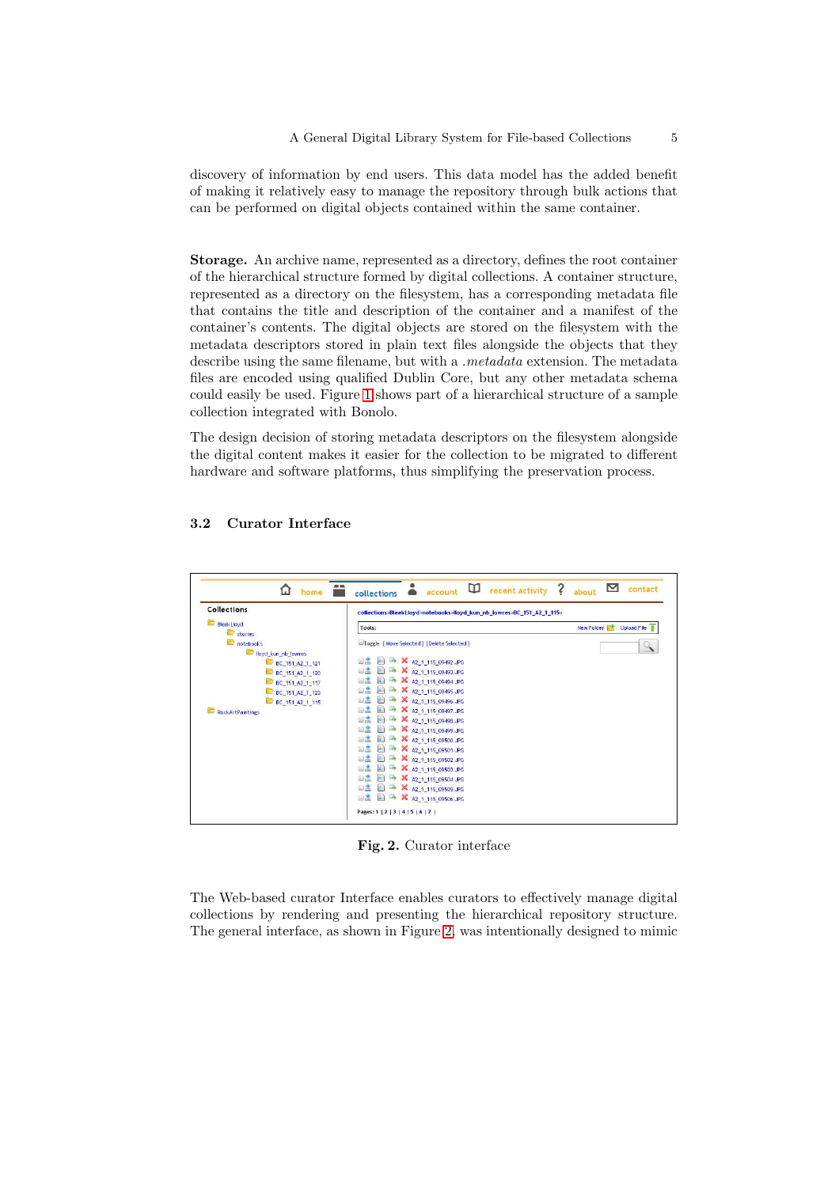discovery of information by end users. This data model has the added benefit of making it relatively easy to manage the repository through bulk actions that can be performed on digital objects contained within the same container.

**Storage.** An archive name, represented as a directory, defines the root container of the hierarchical structure formed by digital collections. A container structure, represented as a directory on the filesystem, has a corresponding metadata file that contains the title and description of the container and a manifest of the container's contents. The digital objects are stored on the filesystem with the metadata descriptors stored in plain text files alongside the objects that they describe using the same filename, but with a *.metadata* extension. The metadata files are encoded using qualified Dublin Core, but any other metadata schema could easily be used. Figure 1 shows part of a hierarchical structure of a sample collection integrated with Bonolo.

The design decision of storing metadata descriptors on the filesystem alongside the digital content makes it easier for the collection to be migrated to different hardware and software platforms, thus simplifying the preservation process.

### 3.2 Curator Interface

**Fig. 2.** Curator interface

The Web-based curator Interface enables curators to effectively manage digital collections by rendering and presenting the hierarchical repository structure. The general interface, as shown in Figure 2, was intentionally designed to mimic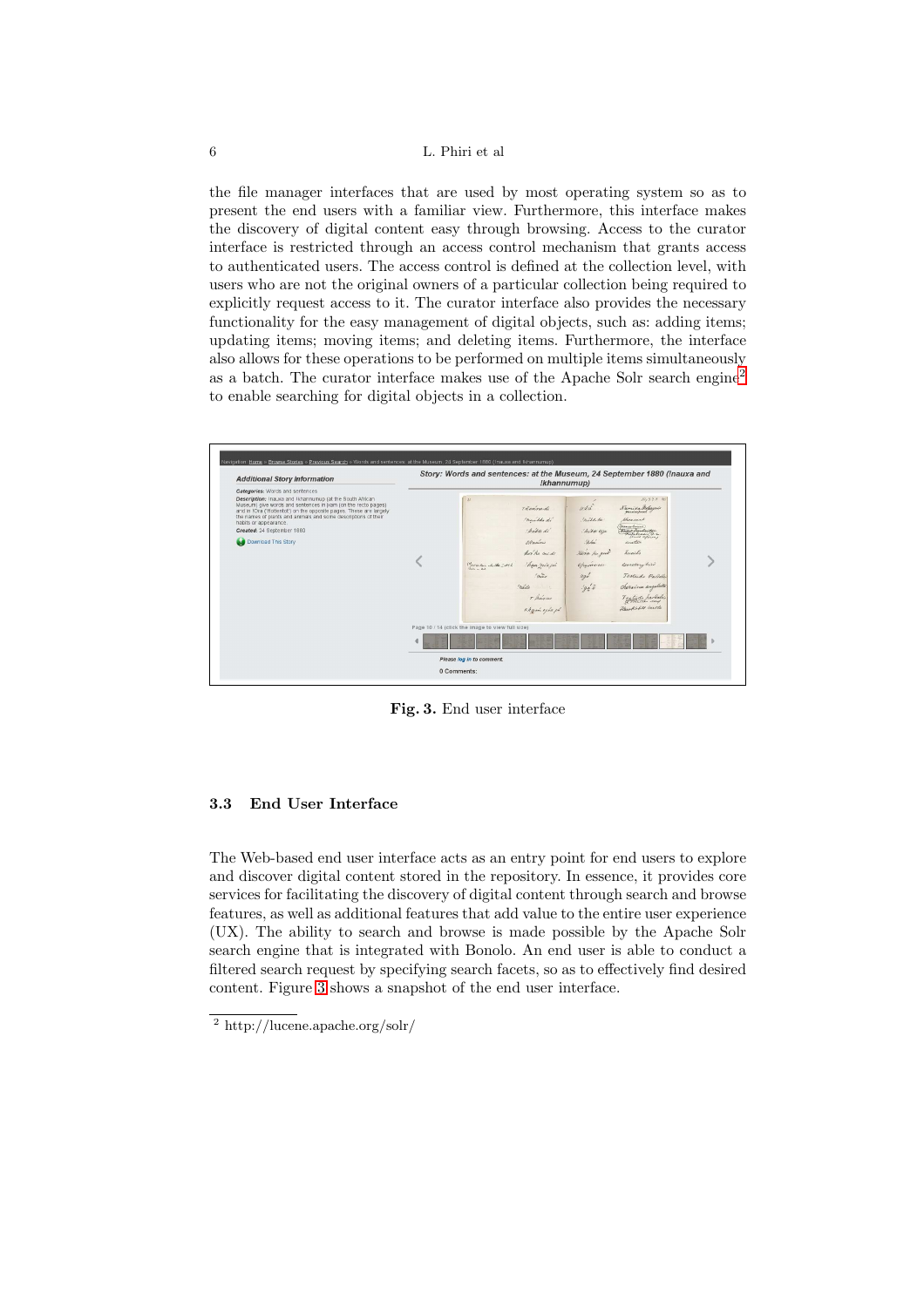the file manager interfaces that are used by most operating system so as to present the end users with a familiar view. Furthermore, this interface makes the discovery of digital content easy through browsing. Access to the curator interface is restricted through an access control mechanism that grants access to authenticated users. The access control is defined at the collection level, with users who are not the original owners of a particular collection being required to explicitly request access to it. The curator interface also provides the necessary functionality for the easy management of digital objects, such as: adding items; updating items; moving items; and deleting items. Furthermore, the interface also allows for these operations to be performed on multiple items simultaneously as a batch. The curator interface makes use of the Apache Solr search engine[2] to enable searching for digital objects in a collection.

**Fig. 3.** End user interface

### 3.3 End User Interface

The Web-based end user interface acts as an entry point for end users to explore and discover digital content stored in the repository. In essence, it provides core services for facilitating the discovery of digital content through search and browse features, as well as additional features that add value to the entire user experience (UX). The ability to search and browse is made possible by the Apache Solr search engine that is integrated with Bonolo. An end user is able to conduct a filtered search request by specifying search facets, so as to effectively find desired content. Figure 3 shows a snapshot of the end user interface.

[2] http://lucene.apache.org/solr/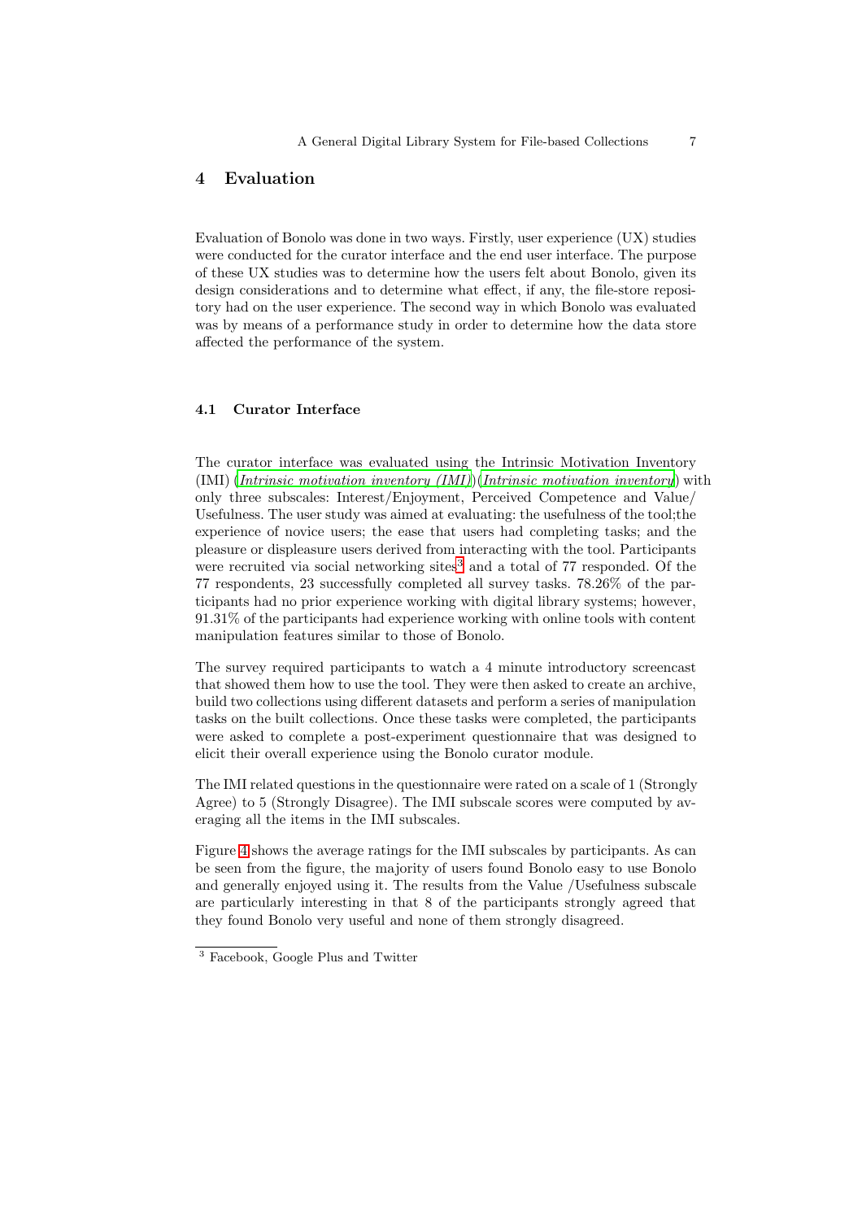## 4 Evaluation

Evaluation of Bonolo was done in two ways. Firstly, user experience (UX) studies were conducted for the curator interface and the end user interface. The purpose of these UX studies was to determine how the users felt about Bonolo, given its design considerations and to determine what effect, if any, the file-store repository had on the user experience. The second way in which Bonolo was evaluated was by means of a performance study in order to determine how the data store affected the performance of the system.

### 4.1 Curator Interface

The curator interface was evaluated using the Intrinsic Motivation Inventory (IMI) (*Intrinsic motivation inventory (IMI)*)(*Intrinsic motivation inventory*) with only three subscales: Interest/Enjoyment, Perceived Competence and Value/ Usefulness. The user study was aimed at evaluating: the usefulness of the tool;the experience of novice users; the ease that users had completing tasks; and the pleasure or displeasure users derived from interacting with the tool. Participants were recruited via social networking sites[3] and a total of 77 responded. Of the 77 respondents, 23 successfully completed all survey tasks. 78.26% of the participants had no prior experience working with digital library systems; however, 91.31% of the participants had experience working with online tools with content manipulation features similar to those of Bonolo.

The survey required participants to watch a 4 minute introductory screencast that showed them how to use the tool. They were then asked to create an archive, build two collections using different datasets and perform a series of manipulation tasks on the built collections. Once these tasks were completed, the participants were asked to complete a post-experiment questionnaire that was designed to elicit their overall experience using the Bonolo curator module.

The IMI related questions in the questionnaire were rated on a scale of 1 (Strongly Agree) to 5 (Strongly Disagree). The IMI subscale scores were computed by averaging all the items in the IMI subscales.

Figure 4 shows the average ratings for the IMI subscales by participants. As can be seen from the figure, the majority of users found Bonolo easy to use Bonolo and generally enjoyed using it. The results from the Value /Usefulness subscale are particularly interesting in that 8 of the participants strongly agreed that they found Bonolo very useful and none of them strongly disagreed.

[3] Facebook, Google Plus and Twitter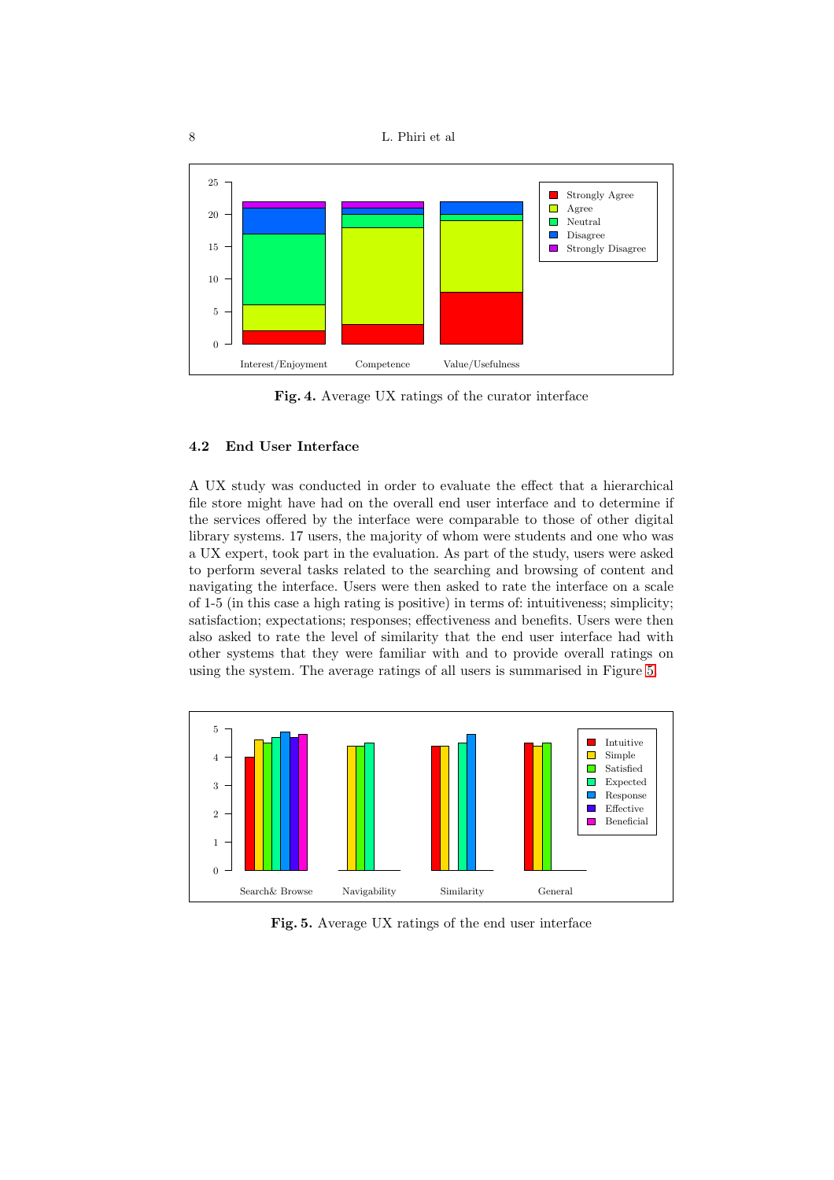Fig. 4. Average UX ratings of the curator interface

### 4.2 End User Interface

A UX study was conducted in order to evaluate the effect that a hierarchical file store might have had on the overall end user interface and to determine if the services offered by the interface were comparable to those of other digital library systems. 17 users, the majority of whom were students and one who was a UX expert, took part in the evaluation. As part of the study, users were asked to perform several tasks related to the searching and browsing of content and navigating the interface. Users were then asked to rate the interface on a scale of 1-5 (in this case a high rating is positive) in terms of: intuitiveness; simplicity; satisfaction; expectations; responses; effectiveness and benefits. Users were then also asked to rate the level of similarity that the end user interface had with other systems that they were familiar with and to provide overall ratings on using the system. The average ratings of all users is summarised in Figure 5.

Fig. 5. Average UX ratings of the end user interface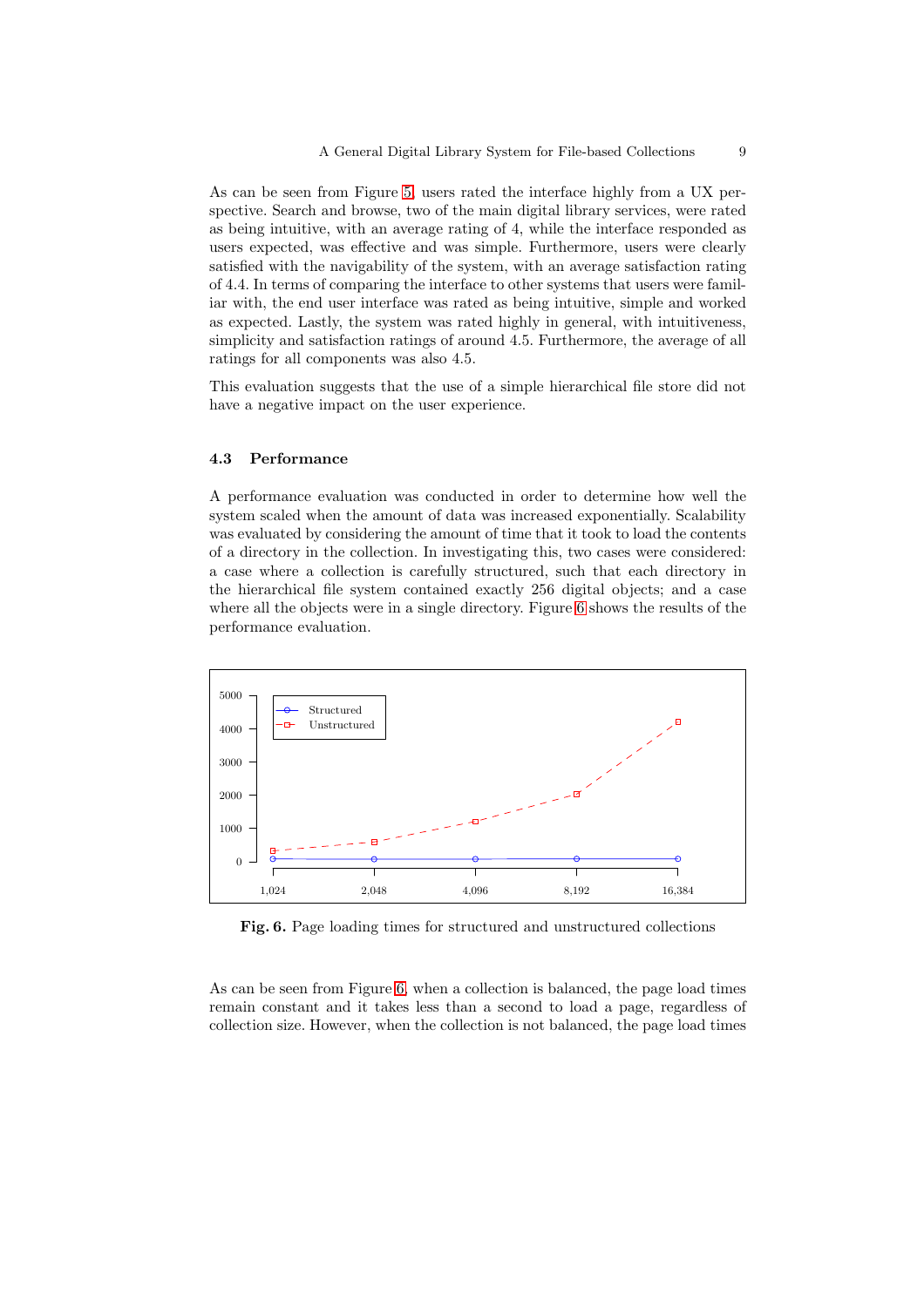As can be seen from Figure 5, users rated the interface highly from a UX perspective. Search and browse, two of the main digital library services, were rated as being intuitive, with an average rating of 4, while the interface responded as users expected, was effective and was simple. Furthermore, users were clearly satisfied with the navigability of the system, with an average satisfaction rating of 4.4. In terms of comparing the interface to other systems that users were familiar with, the end user interface was rated as being intuitive, simple and worked as expected. Lastly, the system was rated highly in general, with intuitiveness, simplicity and satisfaction ratings of around 4.5. Furthermore, the average of all ratings for all components was also 4.5.

This evaluation suggests that the use of a simple hierarchical file store did not have a negative impact on the user experience.

### 4.3 Performance

A performance evaluation was conducted in order to determine how well the system scaled when the amount of data was increased exponentially. Scalability was evaluated by considering the amount of time that it took to load the contents of a directory in the collection. In investigating this, two cases were considered: a case where a collection is carefully structured, such that each directory in the hierarchical file system contained exactly 256 digital objects; and a case where all the objects were in a single directory. Figure 6 shows the results of the performance evaluation.

**Fig. 6.** Page loading times for structured and unstructured collections

As can be seen from Figure 6, when a collection is balanced, the page load times remain constant and it takes less than a second to load a page, regardless of collection size. However, when the collection is not balanced, the page load times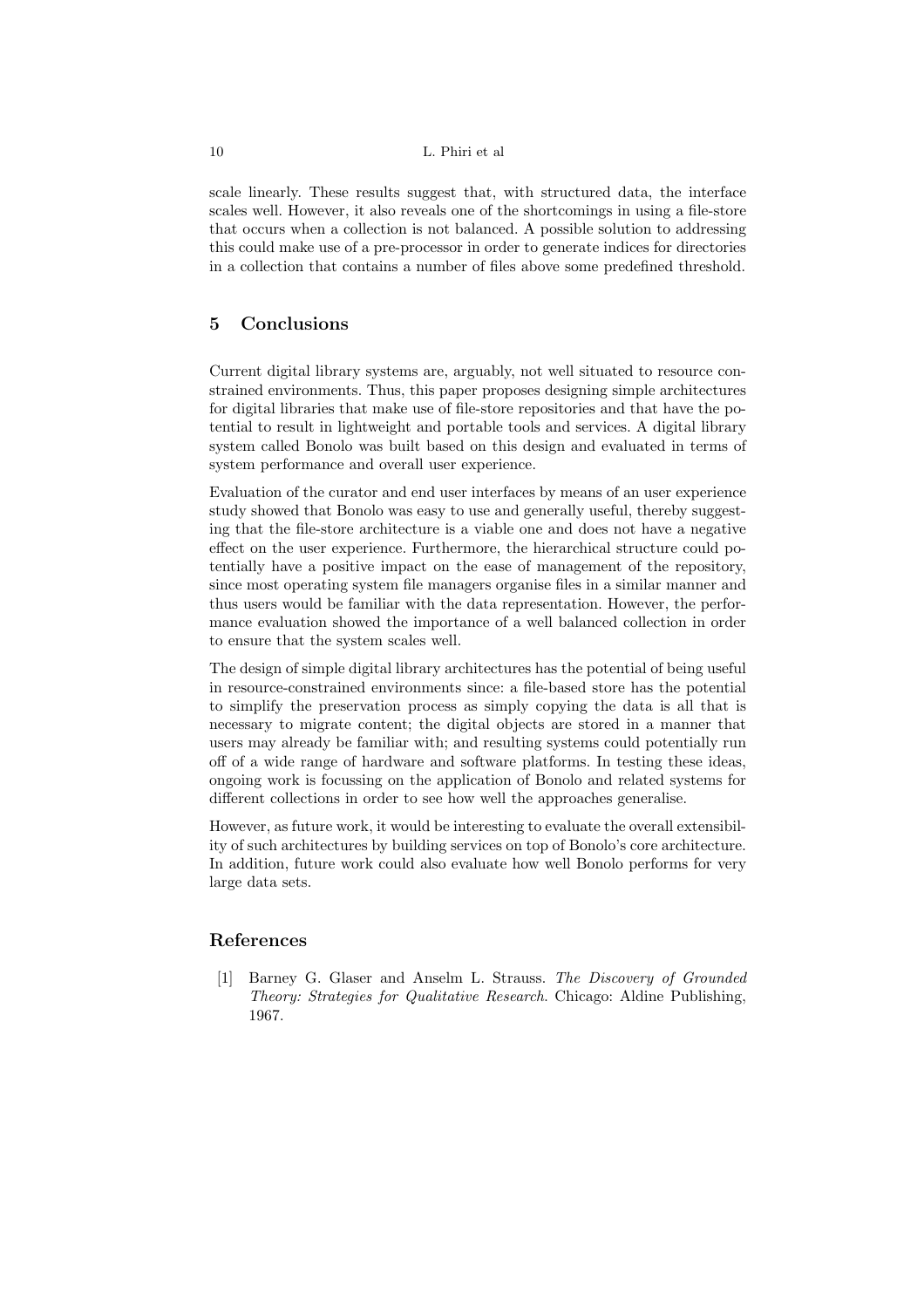scale linearly. These results suggest that, with structured data, the interface scales well. However, it also reveals one of the shortcomings in using a file-store that occurs when a collection is not balanced. A possible solution to addressing this could make use of a pre-processor in order to generate indices for directories in a collection that contains a number of files above some predefined threshold.

## 5 Conclusions

Current digital library systems are, arguably, not well situated to resource constrained environments. Thus, this paper proposes designing simple architectures for digital libraries that make use of file-store repositories and that have the potential to result in lightweight and portable tools and services. A digital library system called Bonolo was built based on this design and evaluated in terms of system performance and overall user experience.

Evaluation of the curator and end user interfaces by means of an user experience study showed that Bonolo was easy to use and generally useful, thereby suggesting that the file-store architecture is a viable one and does not have a negative effect on the user experience. Furthermore, the hierarchical structure could potentially have a positive impact on the ease of management of the repository, since most operating system file managers organise files in a similar manner and thus users would be familiar with the data representation. However, the performance evaluation showed the importance of a well balanced collection in order to ensure that the system scales well.

The design of simple digital library architectures has the potential of being useful in resource-constrained environments since: a file-based store has the potential to simplify the preservation process as simply copying the data is all that is necessary to migrate content; the digital objects are stored in a manner that users may already be familiar with; and resulting systems could potentially run off of a wide range of hardware and software platforms. In testing these ideas, ongoing work is focussing on the application of Bonolo and related systems for different collections in order to see how well the approaches generalise.

However, as future work, it would be interesting to evaluate the overall extensibility of such architectures by building services on top of Bonolo's core architecture. In addition, future work could also evaluate how well Bonolo performs for very large data sets.

## References

[1] Barney G. Glaser and Anselm L. Strauss. *The Discovery of Grounded Theory: Strategies for Qualitative Research.* Chicago: Aldine Publishing, 1967.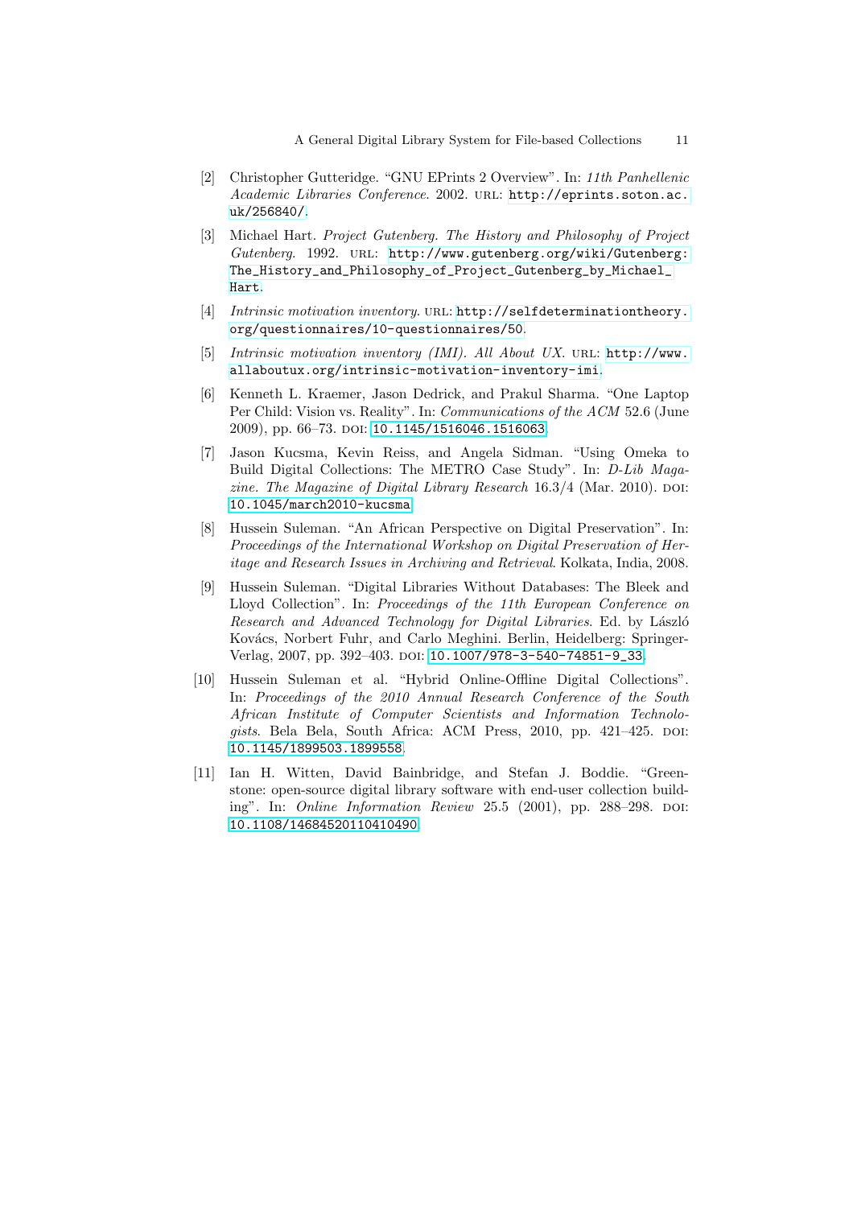[2] Christopher Gutteridge. "GNU EPrints 2 Overview". In: *11th Panhellenic Academic Libraries Conference*. 2002. URL: http://eprints.soton.ac.uk/256840/.

[3] Michael Hart. *Project Gutenberg. The History and Philosophy of Project Gutenberg*. 1992. URL: http://www.gutenberg.org/wiki/Gutenberg:The_History_and_Philosophy_of_Project_Gutenberg_by_Michael_Hart.

[4] *Intrinsic motivation inventory*. URL: http://selfdeterminationtheory.org/questionnaires/10-questionnaires/50.

[5] *Intrinsic motivation inventory (IMI). All About UX*. URL: http://www.allaboutux.org/intrinsic-motivation-inventory-imi.

[6] Kenneth L. Kraemer, Jason Dedrick, and Prakul Sharma. "One Laptop Per Child: Vision vs. Reality". In: *Communications of the ACM* 52.6 (June 2009), pp. 66–73. DOI: 10.1145/1516046.1516063.

[7] Jason Kucsma, Kevin Reiss, and Angela Sidman. "Using Omeka to Build Digital Collections: The METRO Case Study". In: *D-Lib Magazine. The Magazine of Digital Library Research* 16.3/4 (Mar. 2010). DOI: 10.1045/march2010-kucsma.

[8] Hussein Suleman. "An African Perspective on Digital Preservation". In: *Proceedings of the International Workshop on Digital Preservation of Heritage and Research Issues in Archiving and Retrieval*. Kolkata, India, 2008.

[9] Hussein Suleman. "Digital Libraries Without Databases: The Bleek and Lloyd Collection". In: *Proceedings of the 11th European Conference on Research and Advanced Technology for Digital Libraries*. Ed. by László Kovács, Norbert Fuhr, and Carlo Meghini. Berlin, Heidelberg: Springer-Verlag, 2007, pp. 392–403. DOI: 10.1007/978-3-540-74851-9_33.

[10] Hussein Suleman et al. "Hybrid Online-Offline Digital Collections". In: *Proceedings of the 2010 Annual Research Conference of the South African Institute of Computer Scientists and Information Technologists*. Bela Bela, South Africa: ACM Press, 2010, pp. 421–425. DOI: 10.1145/1899503.1899558.

[11] Ian H. Witten, David Bainbridge, and Stefan J. Boddie. "Greenstone: open-source digital library software with end-user collection building". In: *Online Information Review* 25.5 (2001), pp. 288–298. DOI: 10.1108/14684520110410490.